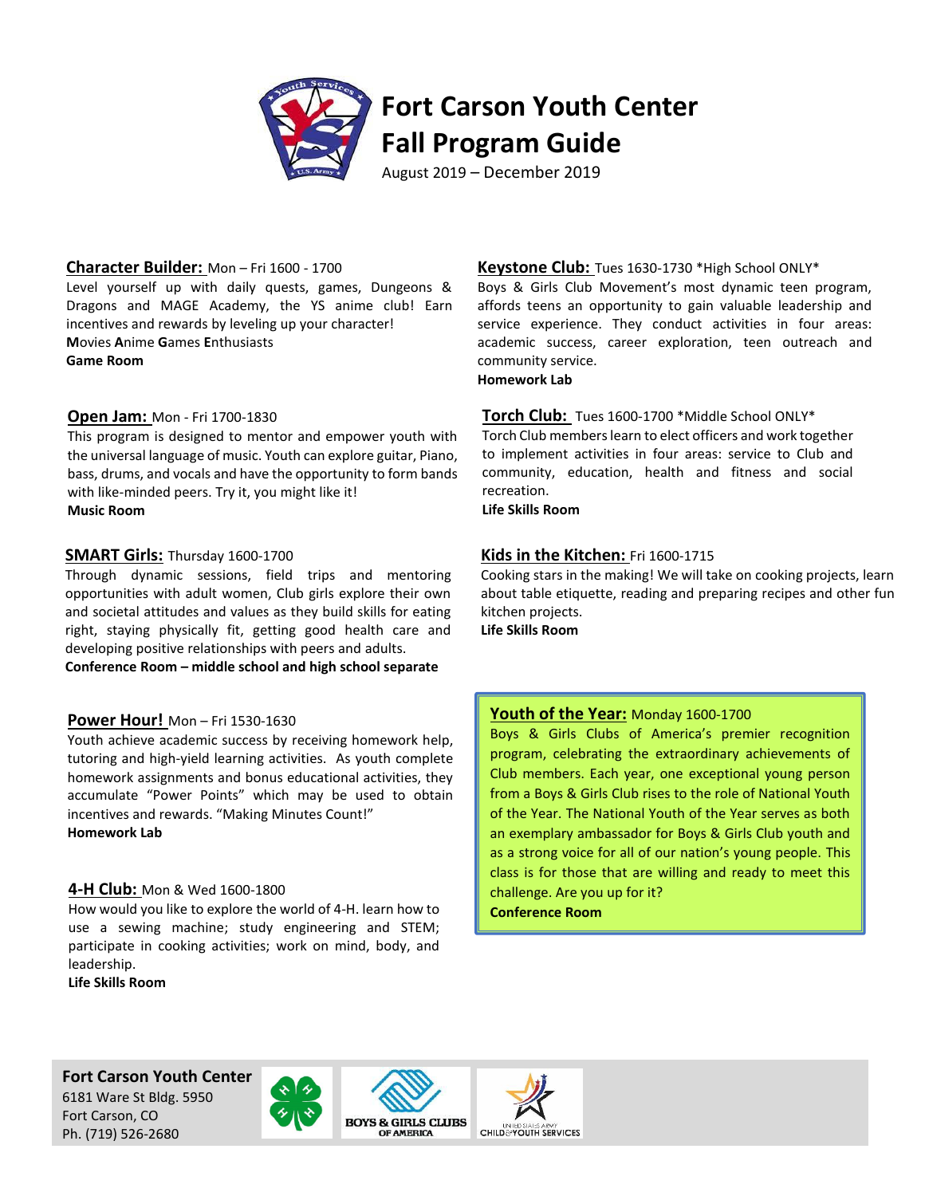# Fort Carson Youth Center Fall Program Guide

August 2019 – December 2019

## Character Builder: Mon – Fri 1600 - 1700

Level yourself up with daily quests, games, Dungeons & Dragons and MAGE Academy, the YS anime club! Earn incentives and rewards by leveling up your character!

**M**ovies **A**nime **G**ames **E**nthusiasts

**Game Room**

## Open Jam: Mon - Fri 1700-1830

This program is designed to mentor and empower youth with the universal language of music. Youth can explore guitar, Piano, bass, drums, and vocals and have the opportunity to form bands with like-minded peers. Try it, you might like it!

**Music Room**

## SMART Girls: Thursday 1600-1700

Through dynamic sessions, field trips and mentoring opportunities with adult women, Club girls explore their own and societal attitudes and values as they build skills for eating right, staying physically fit, getting good health care and developing positive relationships with peers and adults.

**Conference Room – middle school and high school separate**

## Power Hour! Mon – Fri 1530-1630

Youth achieve academic success by receiving homework help, tutoring and high-yield learning activities. As youth complete homework assignments and bonus educational activities, they accumulate "Power Points" which may be used to obtain incentives and rewards. "Making Minutes Count!"

**Homework Lab**

## 4-H Club: Mon & Wed 1600-1800

How would you like to explore the world of 4-H. learn how to use a sewing machine; study engineering and STEM; participate in cooking activities; work on mind, body, and leadership.

**Life Skills Room**

## Keystone Club: Tues 1630-1730 *High School ONLY*

Boys & Girls Club Movement's most dynamic teen program, affords teens an opportunity to gain valuable leadership and service experience. They conduct activities in four areas: academic success, career exploration, teen outreach and community service.

**Homework Lab**

## Torch Club: Tues 1600-1700 *Middle School ONLY*

Torch Club members learn to elect officers and work together to implement activities in four areas: service to Club and community, education, health and fitness and social recreation.

**Life Skills Room**

## Kids in the Kitchen: Fri 1600-1715

Cooking stars in the making! We will take on cooking projects, learn about table etiquette, reading and preparing recipes and other fun kitchen projects.

**Life Skills Room**

## Youth of the Year: Monday 1600-1700

Boys & Girls Clubs of America's premier recognition program, celebrating the extraordinary achievements of Club members. Each year, one exceptional young person from a Boys & Girls Club rises to the role of National Youth of the Year. The National Youth of the Year serves as both an exemplary ambassador for Boys & Girls Club youth and as a strong voice for all of our nation's young people. This class is for those that are willing and ready to meet this challenge. Are you up for it?

**Conference Room**

**Fort Carson Youth Center**
6181 Ware St Bldg. 5950
Fort Carson, CO
Ph. (719) 526-2680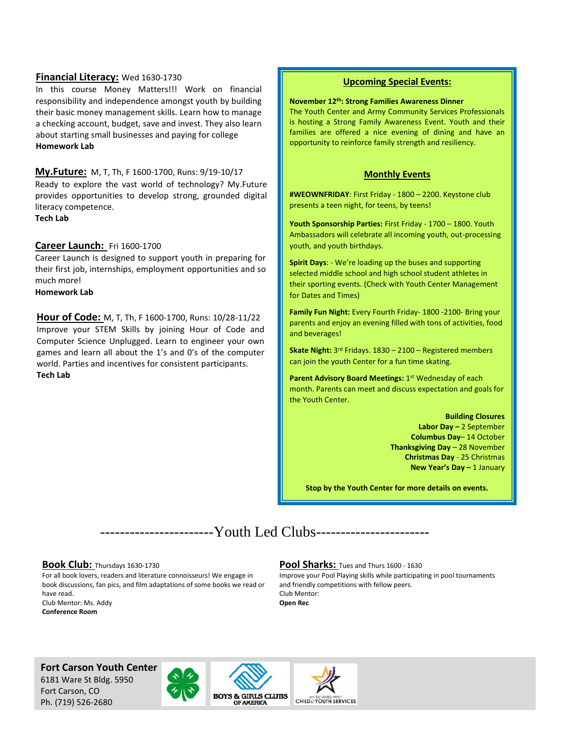**Financial Literacy:** Wed 1630-1730
In this course Money Matters!!! Work on financial responsibility and independence amongst youth by building their basic money management skills. Learn how to manage a checking account, budget, save and invest. They also learn about starting small businesses and paying for college
**Homework Lab**

**My.Future:** M, T, Th, F 1600-1700, Runs: 9/19-10/17
Ready to explore the vast world of technology? My.Future provides opportunities to develop strong, grounded digital literacy competence.
**Tech Lab**

**Career Launch:** Fri 1600-1700
Career Launch is designed to support youth in preparing for their first job, internships, employment opportunities and so much more!
**Homework Lab**

**Hour of Code:** M, T, Th, F 1600-1700, Runs: 10/28-11/22
Improve your STEM Skills by joining Hour of Code and Computer Science Unplugged. Learn to engineer your own games and learn all about the 1's and 0's of the computer world. Parties and incentives for consistent participants.
**Tech Lab**

## Upcoming Special Events:

**November 12th: Strong Families Awareness Dinner**
The Youth Center and Army Community Services Professionals is hosting a Strong Family Awareness Event. Youth and their families are offered a nice evening of dining and have an opportunity to reinforce family strength and resiliency.

## Monthly Events

**#WEOWNFRIDAY**: First Friday - 1800 – 2200. Keystone club presents a teen night, for teens, by teens!

**Youth Sponsorship Parties:** First Friday - 1700 – 1800. Youth Ambassadors will celebrate all incoming youth, out-processing youth, and youth birthdays.

**Spirit Days**: - We're loading up the buses and supporting selected middle school and high school student athletes in their sporting events. (Check with Youth Center Management for Dates and Times)

**Family Fun Night:** Every Fourth Friday- 1800 -2100- Bring your parents and enjoy an evening filled with tons of activities, food and beverages!

**Skate Night:** 3rd Fridays. 1830 – 2100 – Registered members can join the youth Center for a fun time skating.

**Parent Advisory Board Meetings:** 1st Wednesday of each month. Parents can meet and discuss expectation and goals for the Youth Center.

**Building Closures**
**Labor Day –** 2 September
**Columbus Day**– 14 October
**Thanksgiving Day** – 28 November
**Christmas Day** - 25 Christmas
**New Year's Day –** 1 January

**Stop by the Youth Center for more details on events.**

## -----------------------Youth Led Clubs-----------------------

**Book Club:** Thursdays 1630-1730
For all book lovers, readers and literature connoisseurs! We engage in book discussions, fan pics, and film adaptations of some books we read or have read.
Club Mentor: Ms. Addy
**Conference Room**

**Pool Sharks:** Tues and Thurs 1600 - 1630
Improve your Pool Playing skills while participating in pool tournaments and friendly competitions with fellow peers.
Club Mentor:
**Open Rec**

**Fort Carson Youth Center**
6181 Ware St Bldg. 5950
Fort Carson, CO
Ph. (719) 526-2680

BOYS & GIRLS CLUBS OF AMERICA

UNITED STATES ARMY CHILD & YOUTH SERVICES